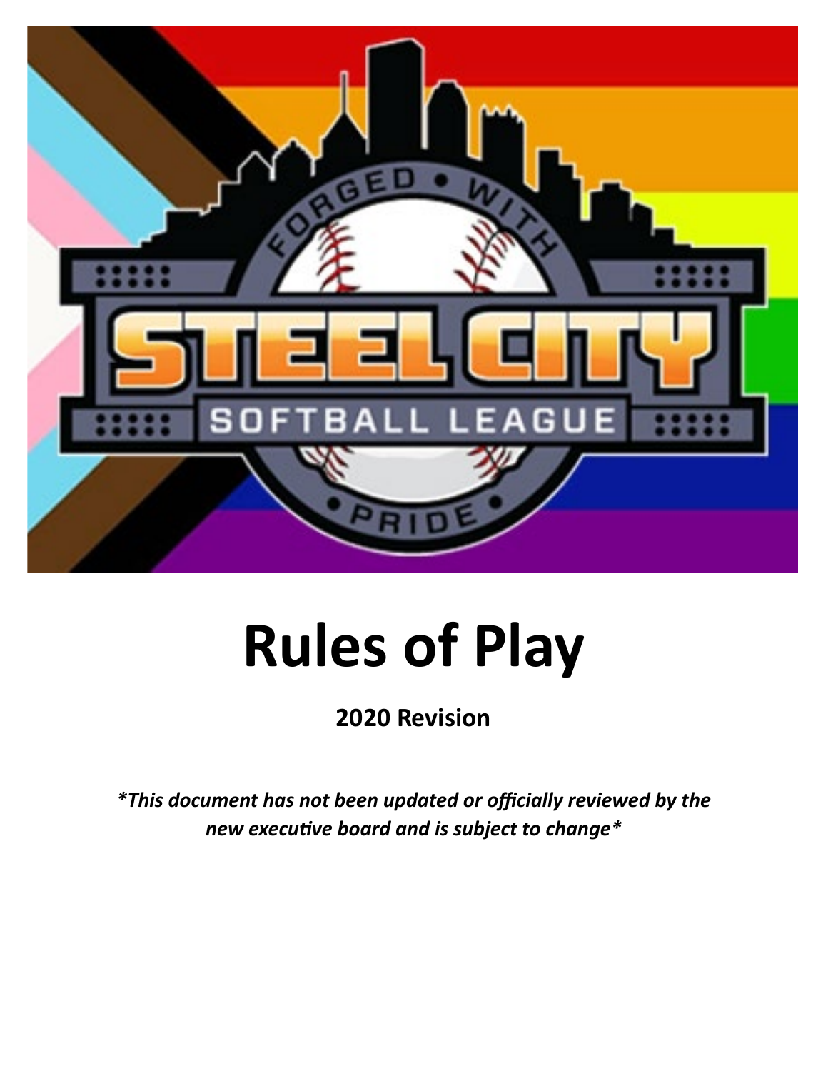# Rules of Play

**2020 Revision**

***This document has not been updated or officially reviewed by the new executive board and is subject to change***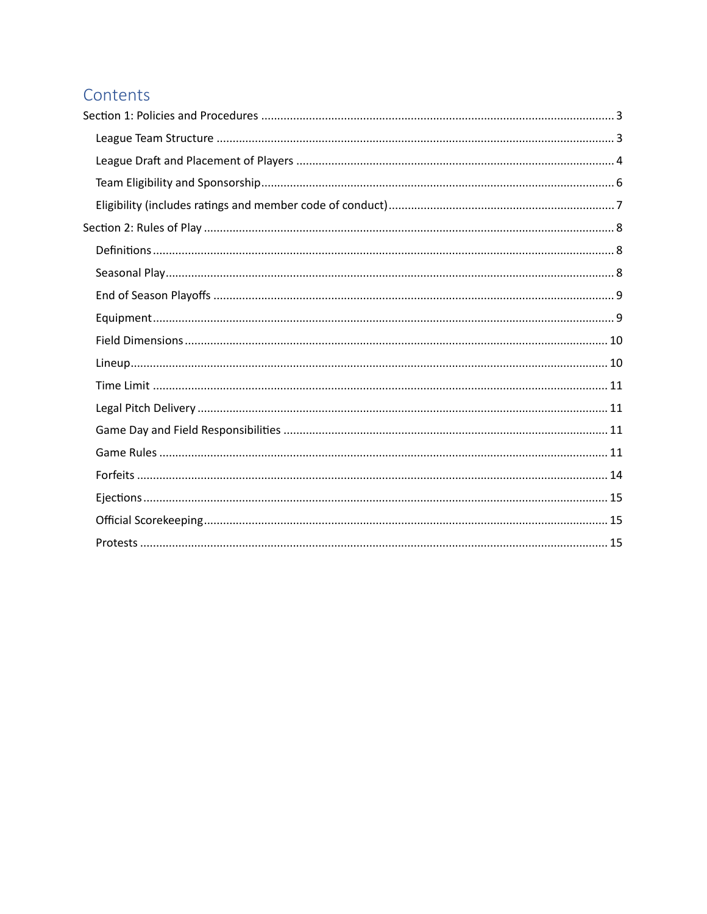# Contents

Section 1: Policies and Procedures ... 3

- League Team Structure ... 3
- League Draft and Placement of Players ... 4
- Team Eligibility and Sponsorship ... 6
- Eligibility (includes ratings and member code of conduct) ... 7

Section 2: Rules of Play ... 8

- Definitions ... 8
- Seasonal Play ... 8
- End of Season Playoffs ... 9
- Equipment ... 9
- Field Dimensions ... 10
- Lineup ... 10
- Time Limit ... 11
- Legal Pitch Delivery ... 11
- Game Day and Field Responsibilities ... 11
- Game Rules ... 11
- Forfeits ... 14
- Ejections ... 15
- Official Scorekeeping ... 15
- Protests ... 15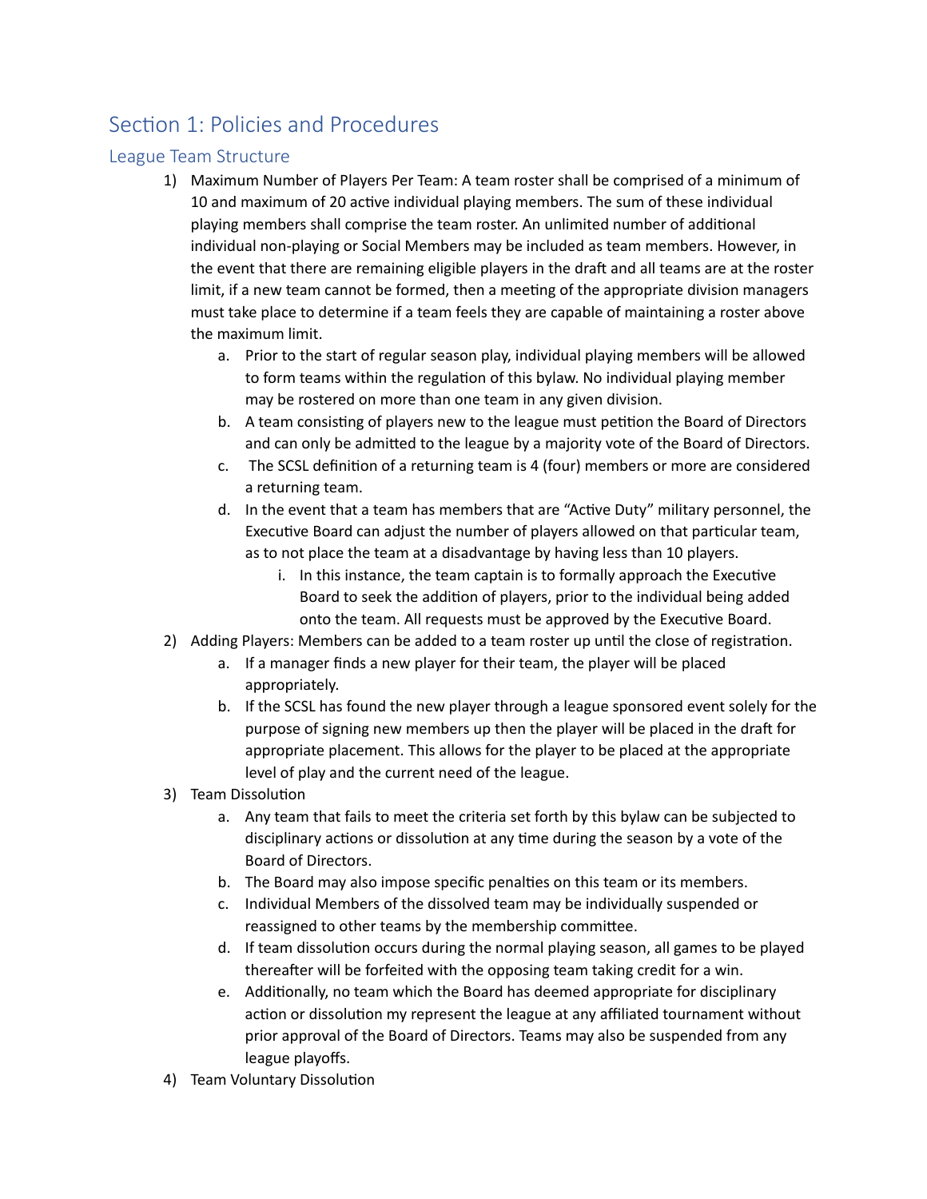# Section 1: Policies and Procedures

## League Team Structure

1) Maximum Number of Players Per Team: A team roster shall be comprised of a minimum of 10 and maximum of 20 active individual playing members. The sum of these individual playing members shall comprise the team roster. An unlimited number of additional individual non-playing or Social Members may be included as team members. However, in the event that there are remaining eligible players in the draft and all teams are at the roster limit, if a new team cannot be formed, then a meeting of the appropriate division managers must take place to determine if a team feels they are capable of maintaining a roster above the maximum limit.
    a. Prior to the start of regular season play, individual playing members will be allowed to form teams within the regulation of this bylaw. No individual playing member may be rostered on more than one team in any given division.
    b. A team consisting of players new to the league must petition the Board of Directors and can only be admitted to the league by a majority vote of the Board of Directors.
    c. The SCSL definition of a returning team is 4 (four) members or more are considered a returning team.
    d. In the event that a team has members that are "Active Duty" military personnel, the Executive Board can adjust the number of players allowed on that particular team, as to not place the team at a disadvantage by having less than 10 players.
        i. In this instance, the team captain is to formally approach the Executive Board to seek the addition of players, prior to the individual being added onto the team. All requests must be approved by the Executive Board.
2) Adding Players: Members can be added to a team roster up until the close of registration.
    a. If a manager finds a new player for their team, the player will be placed appropriately.
    b. If the SCSL has found the new player through a league sponsored event solely for the purpose of signing new members up then the player will be placed in the draft for appropriate placement. This allows for the player to be placed at the appropriate level of play and the current need of the league.
3) Team Dissolution
    a. Any team that fails to meet the criteria set forth by this bylaw can be subjected to disciplinary actions or dissolution at any time during the season by a vote of the Board of Directors.
    b. The Board may also impose specific penalties on this team or its members.
    c. Individual Members of the dissolved team may be individually suspended or reassigned to other teams by the membership committee.
    d. If team dissolution occurs during the normal playing season, all games to be played thereafter will be forfeited with the opposing team taking credit for a win.
    e. Additionally, no team which the Board has deemed appropriate for disciplinary action or dissolution my represent the league at any affiliated tournament without prior approval of the Board of Directors. Teams may also be suspended from any league playoffs.
4) Team Voluntary Dissolution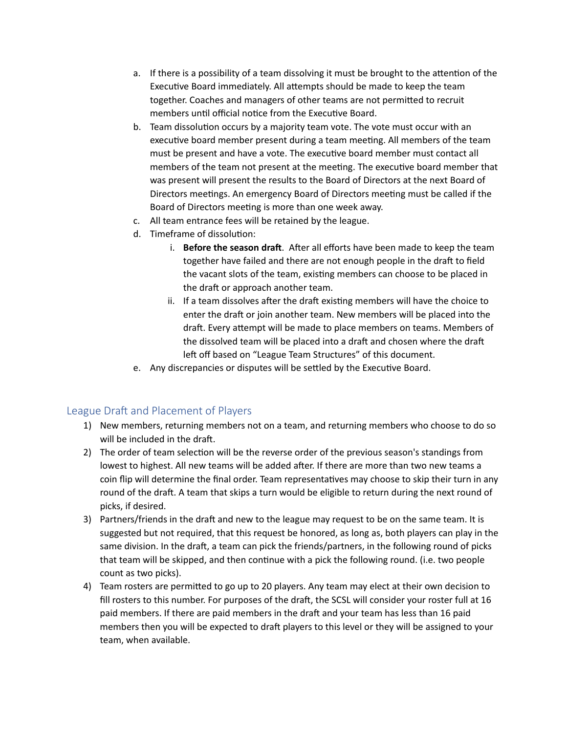a. If there is a possibility of a team dissolving it must be brought to the attention of the Executive Board immediately. All attempts should be made to keep the team together. Coaches and managers of other teams are not permitted to recruit members until official notice from the Executive Board.
b. Team dissolution occurs by a majority team vote. The vote must occur with an executive board member present during a team meeting. All members of the team must be present and have a vote. The executive board member must contact all members of the team not present at the meeting. The executive board member that was present will present the results to the Board of Directors at the next Board of Directors meetings. An emergency Board of Directors meeting must be called if the Board of Directors meeting is more than one week away.
c. All team entrance fees will be retained by the league.
d. Timeframe of dissolution:
    i. **Before the season draft**. After all efforts have been made to keep the team together have failed and there are not enough people in the draft to field the vacant slots of the team, existing members can choose to be placed in the draft or approach another team.
    ii. If a team dissolves after the draft existing members will have the choice to enter the draft or join another team. New members will be placed into the draft. Every attempt will be made to place members on teams. Members of the dissolved team will be placed into a draft and chosen where the draft left off based on "League Team Structures" of this document.
e. Any discrepancies or disputes will be settled by the Executive Board.

## League Draft and Placement of Players

1) New members, returning members not on a team, and returning members who choose to do so will be included in the draft.
2) The order of team selection will be the reverse order of the previous season's standings from lowest to highest. All new teams will be added after. If there are more than two new teams a coin flip will determine the final order. Team representatives may choose to skip their turn in any round of the draft. A team that skips a turn would be eligible to return during the next round of picks, if desired.
3) Partners/friends in the draft and new to the league may request to be on the same team. It is suggested but not required, that this request be honored, as long as, both players can play in the same division. In the draft, a team can pick the friends/partners, in the following round of picks that team will be skipped, and then continue with a pick the following round. (i.e. two people count as two picks).
4) Team rosters are permitted to go up to 20 players. Any team may elect at their own decision to fill rosters to this number. For purposes of the draft, the SCSL will consider your roster full at 16 paid members. If there are paid members in the draft and your team has less than 16 paid members then you will be expected to draft players to this level or they will be assigned to your team, when available.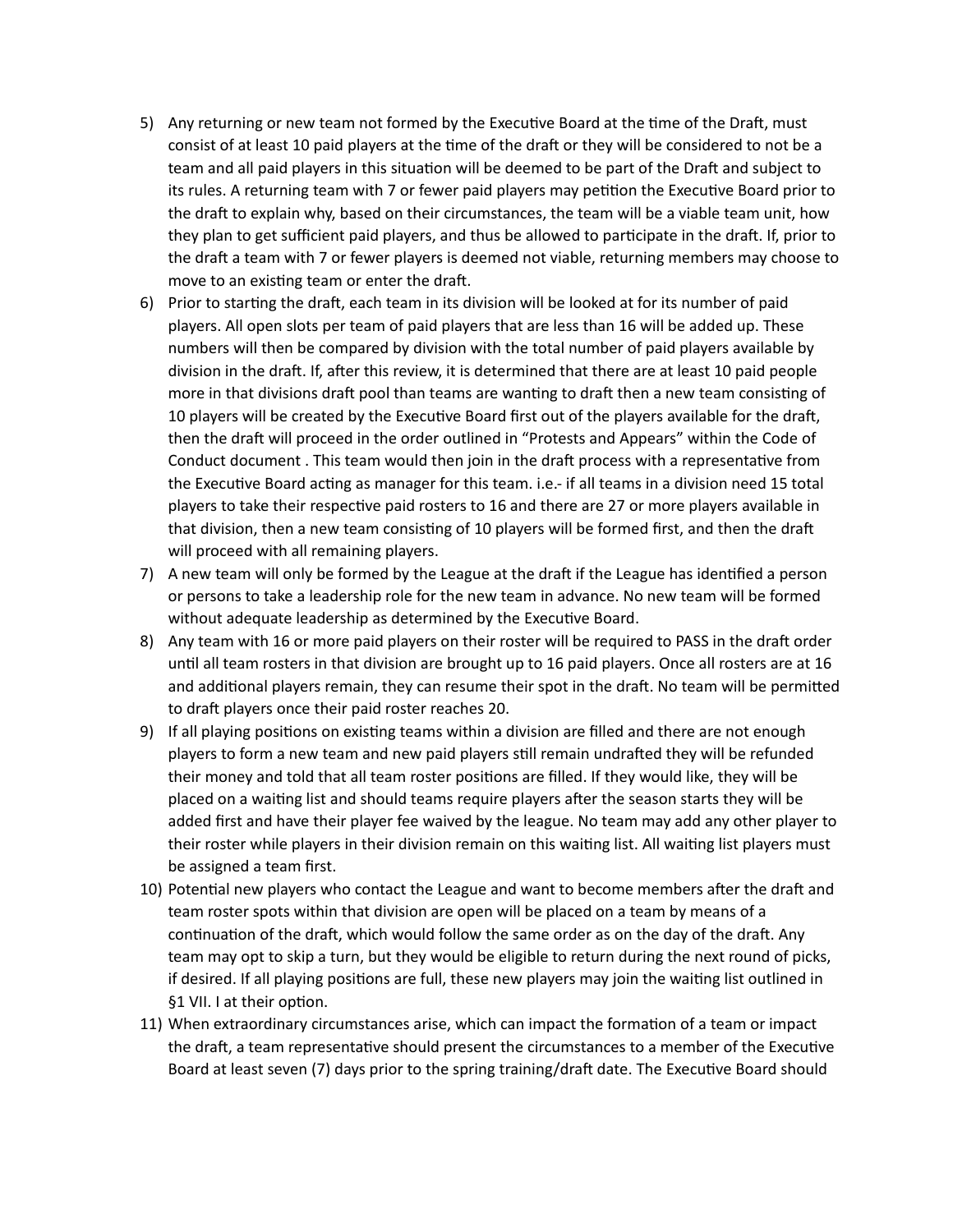5) Any returning or new team not formed by the Executive Board at the time of the Draft, must consist of at least 10 paid players at the time of the draft or they will be considered to not be a team and all paid players in this situation will be deemed to be part of the Draft and subject to its rules. A returning team with 7 or fewer paid players may petition the Executive Board prior to the draft to explain why, based on their circumstances, the team will be a viable team unit, how they plan to get sufficient paid players, and thus be allowed to participate in the draft. If, prior to the draft a team with 7 or fewer players is deemed not viable, returning members may choose to move to an existing team or enter the draft.
6) Prior to starting the draft, each team in its division will be looked at for its number of paid players. All open slots per team of paid players that are less than 16 will be added up. These numbers will then be compared by division with the total number of paid players available by division in the draft. If, after this review, it is determined that there are at least 10 paid people more in that divisions draft pool than teams are wanting to draft then a new team consisting of 10 players will be created by the Executive Board first out of the players available for the draft, then the draft will proceed in the order outlined in "Protests and Appears" within the Code of Conduct document . This team would then join in the draft process with a representative from the Executive Board acting as manager for this team. i.e.- if all teams in a division need 15 total players to take their respective paid rosters to 16 and there are 27 or more players available in that division, then a new team consisting of 10 players will be formed first, and then the draft will proceed with all remaining players.
7) A new team will only be formed by the League at the draft if the League has identified a person or persons to take a leadership role for the new team in advance. No new team will be formed without adequate leadership as determined by the Executive Board.
8) Any team with 16 or more paid players on their roster will be required to PASS in the draft order until all team rosters in that division are brought up to 16 paid players. Once all rosters are at 16 and additional players remain, they can resume their spot in the draft. No team will be permitted to draft players once their paid roster reaches 20.
9) If all playing positions on existing teams within a division are filled and there are not enough players to form a new team and new paid players still remain undrafted they will be refunded their money and told that all team roster positions are filled. If they would like, they will be placed on a waiting list and should teams require players after the season starts they will be added first and have their player fee waived by the league. No team may add any other player to their roster while players in their division remain on this waiting list. All waiting list players must be assigned a team first.
10) Potential new players who contact the League and want to become members after the draft and team roster spots within that division are open will be placed on a team by means of a continuation of the draft, which would follow the same order as on the day of the draft. Any team may opt to skip a turn, but they would be eligible to return during the next round of picks, if desired. If all playing positions are full, these new players may join the waiting list outlined in §1 VII. I at their option.
11) When extraordinary circumstances arise, which can impact the formation of a team or impact the draft, a team representative should present the circumstances to a member of the Executive Board at least seven (7) days prior to the spring training/draft date. The Executive Board should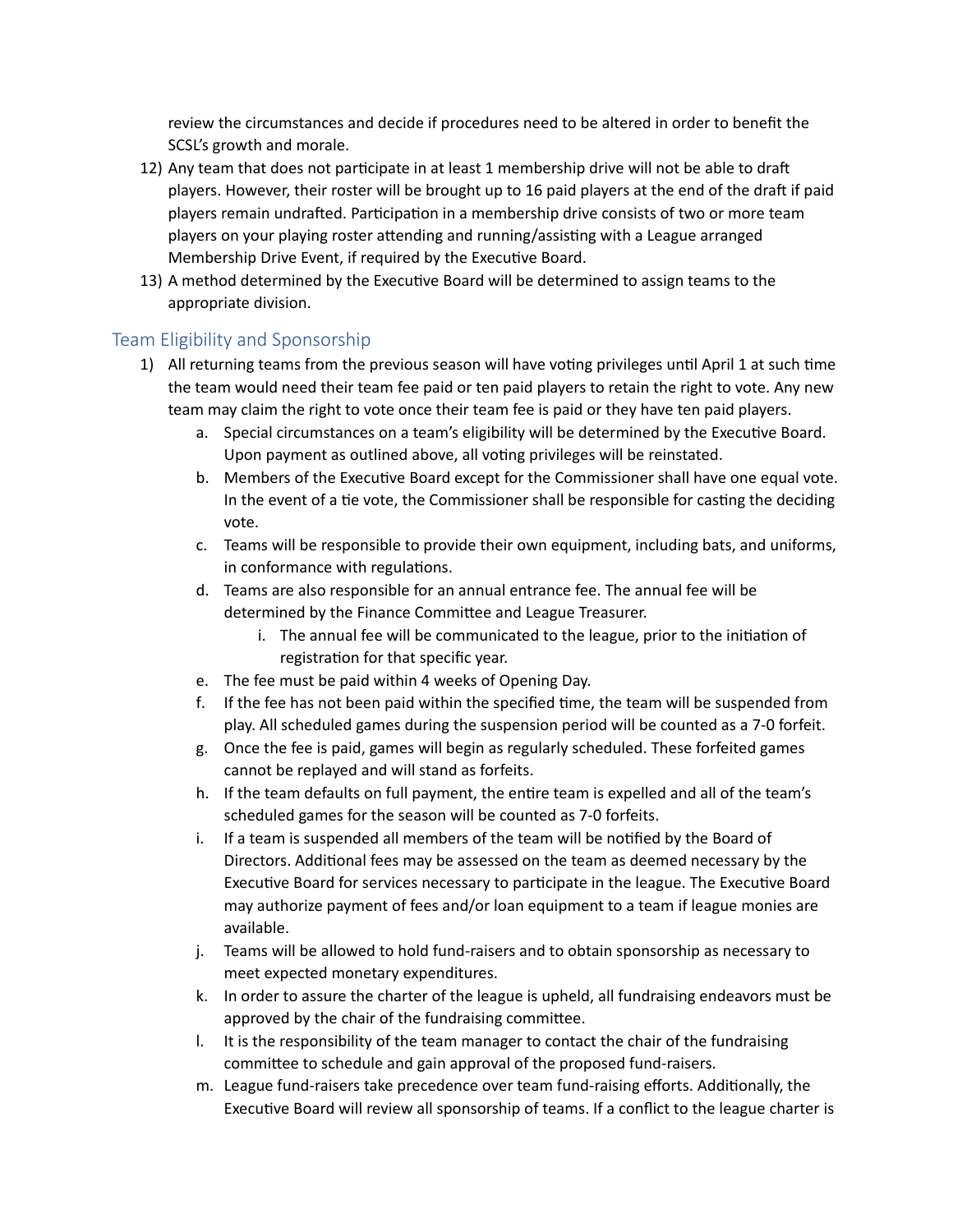review the circumstances and decide if procedures need to be altered in order to benefit the SCSL's growth and morale.

12) Any team that does not participate in at least 1 membership drive will not be able to draft players. However, their roster will be brought up to 16 paid players at the end of the draft if paid players remain undrafted. Participation in a membership drive consists of two or more team players on your playing roster attending and running/assisting with a League arranged Membership Drive Event, if required by the Executive Board.
13) A method determined by the Executive Board will be determined to assign teams to the appropriate division.

## Team Eligibility and Sponsorship

1) All returning teams from the previous season will have voting privileges until April 1 at such time the team would need their team fee paid or ten paid players to retain the right to vote. Any new team may claim the right to vote once their team fee is paid or they have ten paid players.
   a. Special circumstances on a team's eligibility will be determined by the Executive Board. Upon payment as outlined above, all voting privileges will be reinstated.
   b. Members of the Executive Board except for the Commissioner shall have one equal vote. In the event of a tie vote, the Commissioner shall be responsible for casting the deciding vote.
   c. Teams will be responsible to provide their own equipment, including bats, and uniforms, in conformance with regulations.
   d. Teams are also responsible for an annual entrance fee. The annual fee will be determined by the Finance Committee and League Treasurer.
      i. The annual fee will be communicated to the league, prior to the initiation of registration for that specific year.
   e. The fee must be paid within 4 weeks of Opening Day.
   f. If the fee has not been paid within the specified time, the team will be suspended from play. All scheduled games during the suspension period will be counted as a 7-0 forfeit.
   g. Once the fee is paid, games will begin as regularly scheduled. These forfeited games cannot be replayed and will stand as forfeits.
   h. If the team defaults on full payment, the entire team is expelled and all of the team's scheduled games for the season will be counted as 7-0 forfeits.
   i. If a team is suspended all members of the team will be notified by the Board of Directors. Additional fees may be assessed on the team as deemed necessary by the Executive Board for services necessary to participate in the league. The Executive Board may authorize payment of fees and/or loan equipment to a team if league monies are available.
   j. Teams will be allowed to hold fund-raisers and to obtain sponsorship as necessary to meet expected monetary expenditures.
   k. In order to assure the charter of the league is upheld, all fundraising endeavors must be approved by the chair of the fundraising committee.
   l. It is the responsibility of the team manager to contact the chair of the fundraising committee to schedule and gain approval of the proposed fund-raisers.
   m. League fund-raisers take precedence over team fund-raising efforts. Additionally, the Executive Board will review all sponsorship of teams. If a conflict to the league charter is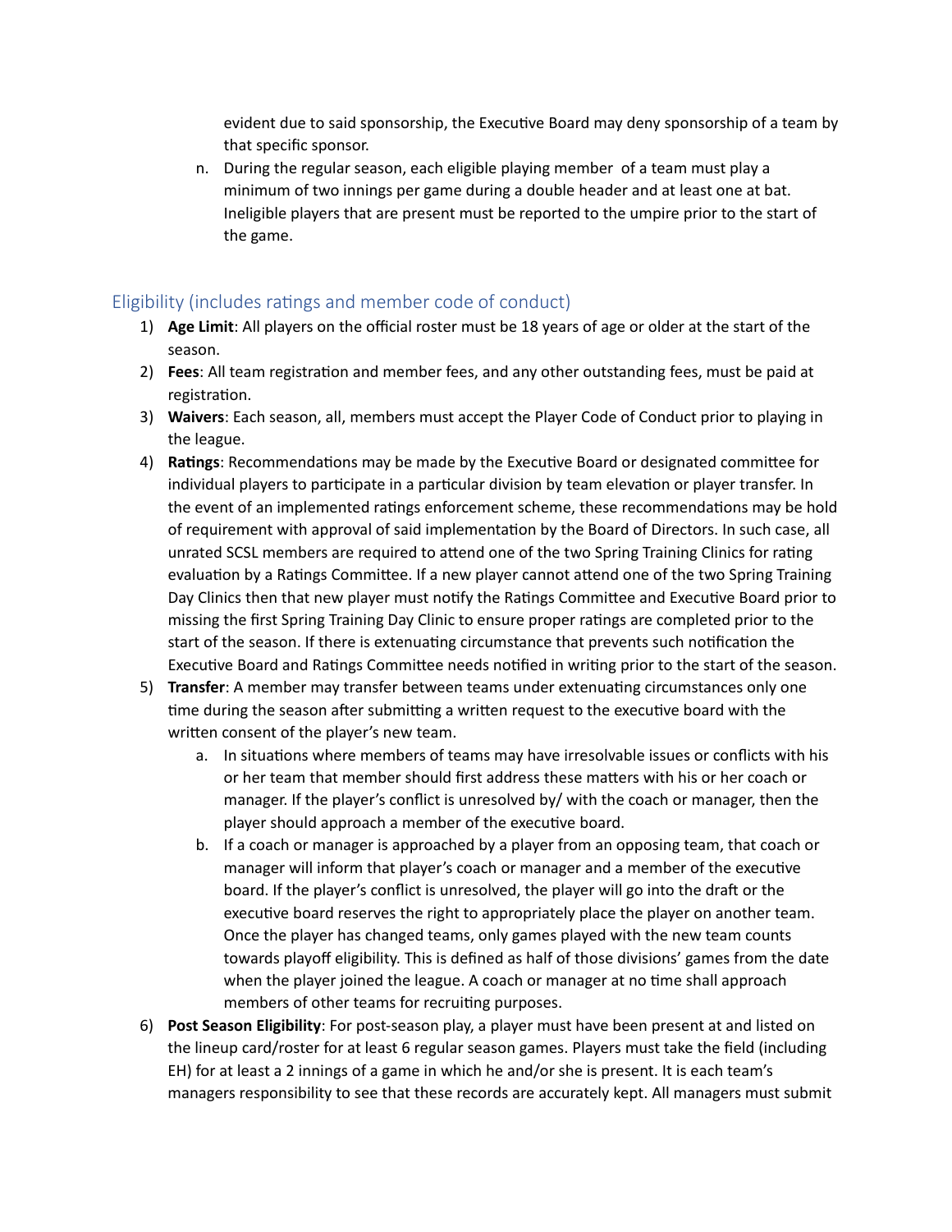evident due to said sponsorship, the Executive Board may deny sponsorship of a team by that specific sponsor.

n. During the regular season, each eligible playing member of a team must play a minimum of two innings per game during a double header and at least one at bat. Ineligible players that are present must be reported to the umpire prior to the start of the game.

## Eligibility (includes ratings and member code of conduct)

1) **Age Limit**: All players on the official roster must be 18 years of age or older at the start of the season.
2) **Fees**: All team registration and member fees, and any other outstanding fees, must be paid at registration.
3) **Waivers**: Each season, all, members must accept the Player Code of Conduct prior to playing in the league.
4) **Ratings**: Recommendations may be made by the Executive Board or designated committee for individual players to participate in a particular division by team elevation or player transfer. In the event of an implemented ratings enforcement scheme, these recommendations may be hold of requirement with approval of said implementation by the Board of Directors. In such case, all unrated SCSL members are required to attend one of the two Spring Training Clinics for rating evaluation by a Ratings Committee. If a new player cannot attend one of the two Spring Training Day Clinics then that new player must notify the Ratings Committee and Executive Board prior to missing the first Spring Training Day Clinic to ensure proper ratings are completed prior to the start of the season. If there is extenuating circumstance that prevents such notification the Executive Board and Ratings Committee needs notified in writing prior to the start of the season.
5) **Transfer**: A member may transfer between teams under extenuating circumstances only one time during the season after submitting a written request to the executive board with the written consent of the player's new team.
   a. In situations where members of teams may have irresolvable issues or conflicts with his or her team that member should first address these matters with his or her coach or manager. If the player's conflict is unresolved by/ with the coach or manager, then the player should approach a member of the executive board.
   b. If a coach or manager is approached by a player from an opposing team, that coach or manager will inform that player's coach or manager and a member of the executive board. If the player's conflict is unresolved, the player will go into the draft or the executive board reserves the right to appropriately place the player on another team. Once the player has changed teams, only games played with the new team counts towards playoff eligibility. This is defined as half of those divisions' games from the date when the player joined the league. A coach or manager at no time shall approach members of other teams for recruiting purposes.
6) **Post Season Eligibility**: For post-season play, a player must have been present at and listed on the lineup card/roster for at least 6 regular season games. Players must take the field (including EH) for at least a 2 innings of a game in which he and/or she is present. It is each team's managers responsibility to see that these records are accurately kept. All managers must submit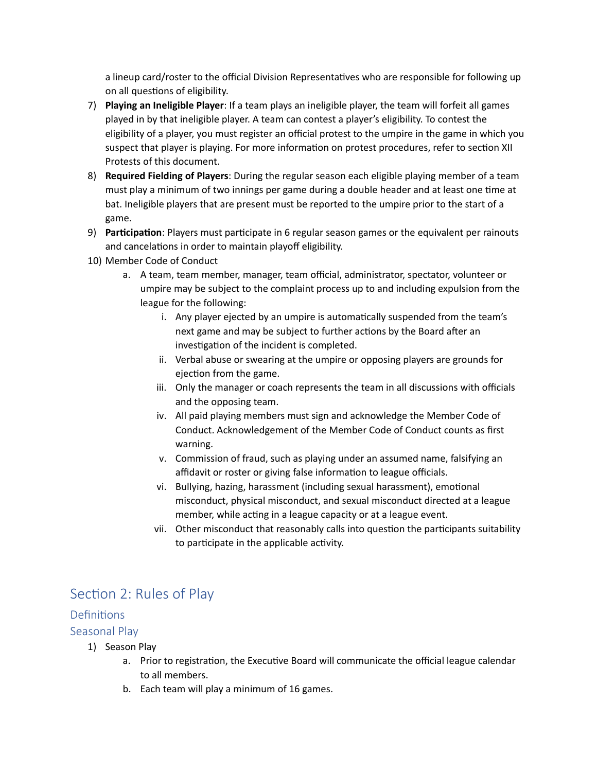a lineup card/roster to the official Division Representatives who are responsible for following up on all questions of eligibility.

7) **Playing an Ineligible Player**: If a team plays an ineligible player, the team will forfeit all games played in by that ineligible player. A team can contest a player's eligibility. To contest the eligibility of a player, you must register an official protest to the umpire in the game in which you suspect that player is playing. For more information on protest procedures, refer to section XII Protests of this document.
8) **Required Fielding of Players**: During the regular season each eligible playing member of a team must play a minimum of two innings per game during a double header and at least one time at bat. Ineligible players that are present must be reported to the umpire prior to the start of a game.
9) **Participation**: Players must participate in 6 regular season games or the equivalent per rainouts and cancelations in order to maintain playoff eligibility.
10) Member Code of Conduct
    a. A team, team member, manager, team official, administrator, spectator, volunteer or umpire may be subject to the complaint process up to and including expulsion from the league for the following:
        i. Any player ejected by an umpire is automatically suspended from the team's next game and may be subject to further actions by the Board after an investigation of the incident is completed.
        ii. Verbal abuse or swearing at the umpire or opposing players are grounds for ejection from the game.
        iii. Only the manager or coach represents the team in all discussions with officials and the opposing team.
        iv. All paid playing members must sign and acknowledge the Member Code of Conduct. Acknowledgement of the Member Code of Conduct counts as first warning.
        v. Commission of fraud, such as playing under an assumed name, falsifying an affidavit or roster or giving false information to league officials.
        vi. Bullying, hazing, harassment (including sexual harassment), emotional misconduct, physical misconduct, and sexual misconduct directed at a league member, while acting in a league capacity or at a league event.
        vii. Other misconduct that reasonably calls into question the participants suitability to participate in the applicable activity.

# Section 2: Rules of Play

## Definitions

## Seasonal Play

1) Season Play
    a. Prior to registration, the Executive Board will communicate the official league calendar to all members.
    b. Each team will play a minimum of 16 games.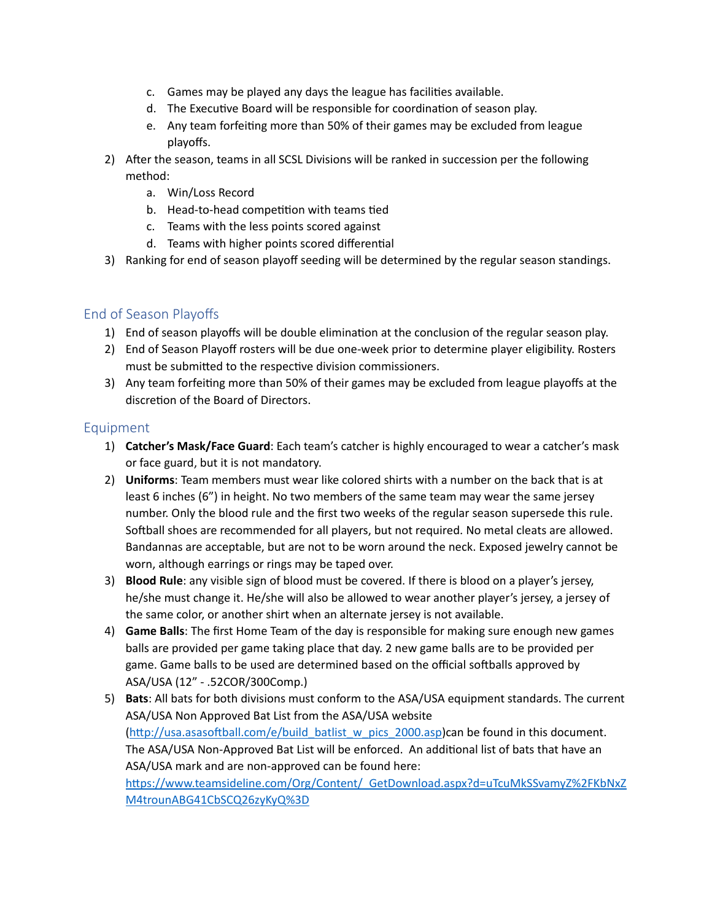c. Games may be played any days the league has facilities available.
   d. The Executive Board will be responsible for coordination of season play.
   e. Any team forfeiting more than 50% of their games may be excluded from league playoffs.

2) After the season, teams in all SCSL Divisions will be ranked in succession per the following method:
   a. Win/Loss Record
   b. Head-to-head competition with teams tied
   c. Teams with the less points scored against
   d. Teams with higher points scored differential
3) Ranking for end of season playoff seeding will be determined by the regular season standings.

## End of Season Playoffs

1) End of season playoffs will be double elimination at the conclusion of the regular season play.
2) End of Season Playoff rosters will be due one-week prior to determine player eligibility. Rosters must be submitted to the respective division commissioners.
3) Any team forfeiting more than 50% of their games may be excluded from league playoffs at the discretion of the Board of Directors.

## Equipment

1) **Catcher's Mask/Face Guard**: Each team's catcher is highly encouraged to wear a catcher's mask or face guard, but it is not mandatory.
2) **Uniforms**: Team members must wear like colored shirts with a number on the back that is at least 6 inches (6") in height. No two members of the same team may wear the same jersey number. Only the blood rule and the first two weeks of the regular season supersede this rule. Softball shoes are recommended for all players, but not required. No metal cleats are allowed. Bandannas are acceptable, but are not to be worn around the neck. Exposed jewelry cannot be worn, although earrings or rings may be taped over.
3) **Blood Rule**: any visible sign of blood must be covered. If there is blood on a player's jersey, he/she must change it. He/she will also be allowed to wear another player's jersey, a jersey of the same color, or another shirt when an alternate jersey is not available.
4) **Game Balls**: The first Home Team of the day is responsible for making sure enough new games balls are provided per game taking place that day. 2 new game balls are to be provided per game. Game balls to be used are determined based on the official softballs approved by ASA/USA (12" - .52COR/300Comp.)
5) **Bats**: All bats for both divisions must conform to the ASA/USA equipment standards. The current ASA/USA Non Approved Bat List from the ASA/USA website (http://usa.asasoftball.com/e/build_batlist_w_pics_2000.asp)can be found in this document. The ASA/USA Non-Approved Bat List will be enforced. An additional list of bats that have an ASA/USA mark and are non-approved can be found here: https://www.teamsideline.com/Org/Content/_GetDownload.aspx?d=uTcuMkSSvamyZ%2FKbNxZM4trounABG41CbSCQ26zyKyQ%3D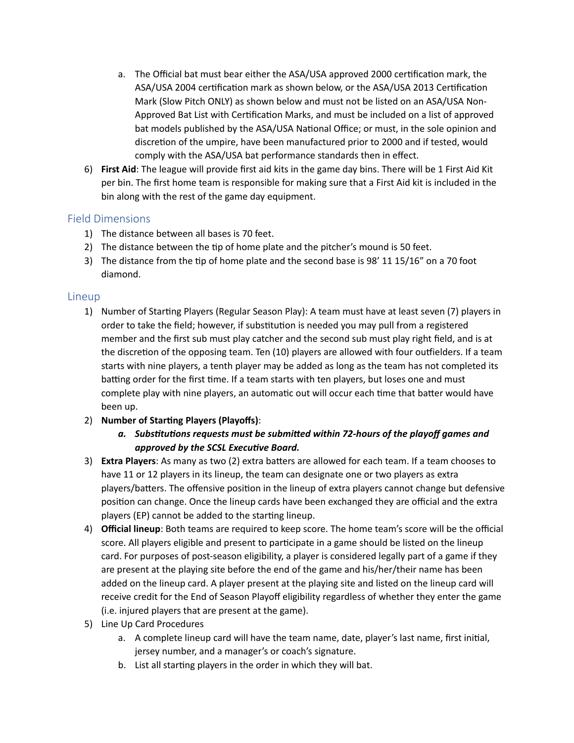a. The Official bat must bear either the ASA/USA approved 2000 certification mark, the ASA/USA 2004 certification mark as shown below, or the ASA/USA 2013 Certification Mark (Slow Pitch ONLY) as shown below and must not be listed on an ASA/USA Non-Approved Bat List with Certification Marks, and must be included on a list of approved bat models published by the ASA/USA National Office; or must, in the sole opinion and discretion of the umpire, have been manufactured prior to 2000 and if tested, would comply with the ASA/USA bat performance standards then in effect.

6) **First Aid**: The league will provide first aid kits in the game day bins. There will be 1 First Aid Kit per bin. The first home team is responsible for making sure that a First Aid kit is included in the bin along with the rest of the game day equipment.

## Field Dimensions

1) The distance between all bases is 70 feet.
2) The distance between the tip of home plate and the pitcher's mound is 50 feet.
3) The distance from the tip of home plate and the second base is 98' 11 15/16" on a 70 foot diamond.

## Lineup

1) Number of Starting Players (Regular Season Play): A team must have at least seven (7) players in order to take the field; however, if substitution is needed you may pull from a registered member and the first sub must play catcher and the second sub must play right field, and is at the discretion of the opposing team. Ten (10) players are allowed with four outfielders. If a team starts with nine players, a tenth player may be added as long as the team has not completed its batting order for the first time. If a team starts with ten players, but loses one and must complete play with nine players, an automatic out will occur each time that batter would have been up.
2) **Number of Starting Players (Playoffs)**:
   a. ***Substitutions requests must be submitted within 72-hours of the playoff games and approved by the SCSL Executive Board.***
3) **Extra Players**: As many as two (2) extra batters are allowed for each team. If a team chooses to have 11 or 12 players in its lineup, the team can designate one or two players as extra players/batters. The offensive position in the lineup of extra players cannot change but defensive position can change. Once the lineup cards have been exchanged they are official and the extra players (EP) cannot be added to the starting lineup.
4) **Official lineup**: Both teams are required to keep score. The home team's score will be the official score. All players eligible and present to participate in a game should be listed on the lineup card. For purposes of post-season eligibility, a player is considered legally part of a game if they are present at the playing site before the end of the game and his/her/their name has been added on the lineup card. A player present at the playing site and listed on the lineup card will receive credit for the End of Season Playoff eligibility regardless of whether they enter the game (i.e. injured players that are present at the game).
5) Line Up Card Procedures
   a. A complete lineup card will have the team name, date, player's last name, first initial, jersey number, and a manager's or coach's signature.
   b. List all starting players in the order in which they will bat.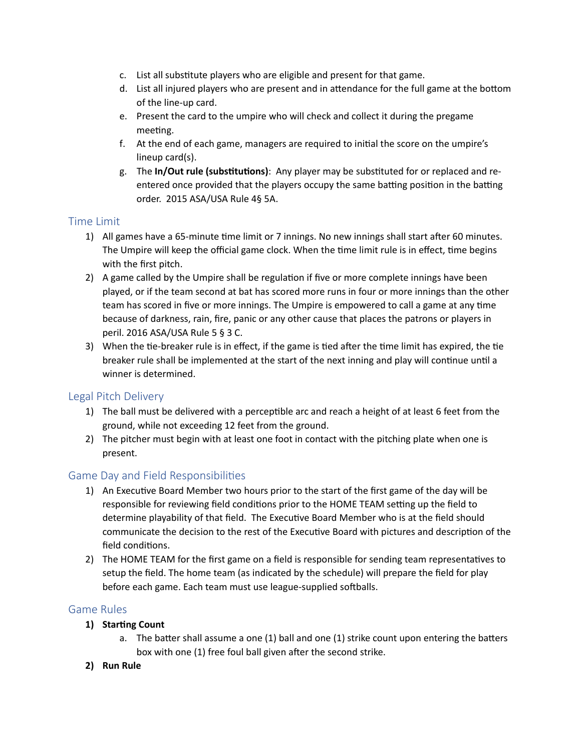c. List all substitute players who are eligible and present for that game.
d. List all injured players who are present and in attendance for the full game at the bottom of the line-up card.
e. Present the card to the umpire who will check and collect it during the pregame meeting.
f. At the end of each game, managers are required to initial the score on the umpire's lineup card(s).
g. The **In/Out rule (substitutions)**: Any player may be substituted for or replaced and re-entered once provided that the players occupy the same batting position in the batting order. 2015 ASA/USA Rule 4§ 5A.

## Time Limit

1) All games have a 65-minute time limit or 7 innings. No new innings shall start after 60 minutes. The Umpire will keep the official game clock. When the time limit rule is in effect, time begins with the first pitch.
2) A game called by the Umpire shall be regulation if five or more complete innings have been played, or if the team second at bat has scored more runs in four or more innings than the other team has scored in five or more innings. The Umpire is empowered to call a game at any time because of darkness, rain, fire, panic or any other cause that places the patrons or players in peril. 2016 ASA/USA Rule 5 § 3 C.
3) When the tie-breaker rule is in effect, if the game is tied after the time limit has expired, the tie breaker rule shall be implemented at the start of the next inning and play will continue until a winner is determined.

## Legal Pitch Delivery

1) The ball must be delivered with a perceptible arc and reach a height of at least 6 feet from the ground, while not exceeding 12 feet from the ground.
2) The pitcher must begin with at least one foot in contact with the pitching plate when one is present.

## Game Day and Field Responsibilities

1) An Executive Board Member two hours prior to the start of the first game of the day will be responsible for reviewing field conditions prior to the HOME TEAM setting up the field to determine playability of that field. The Executive Board Member who is at the field should communicate the decision to the rest of the Executive Board with pictures and description of the field conditions.
2) The HOME TEAM for the first game on a field is responsible for sending team representatives to setup the field. The home team (as indicated by the schedule) will prepare the field for play before each game. Each team must use league-supplied softballs.

## Game Rules

1) **Starting Count**
   a. The batter shall assume a one (1) ball and one (1) strike count upon entering the batters box with one (1) free foul ball given after the second strike.
2) **Run Rule**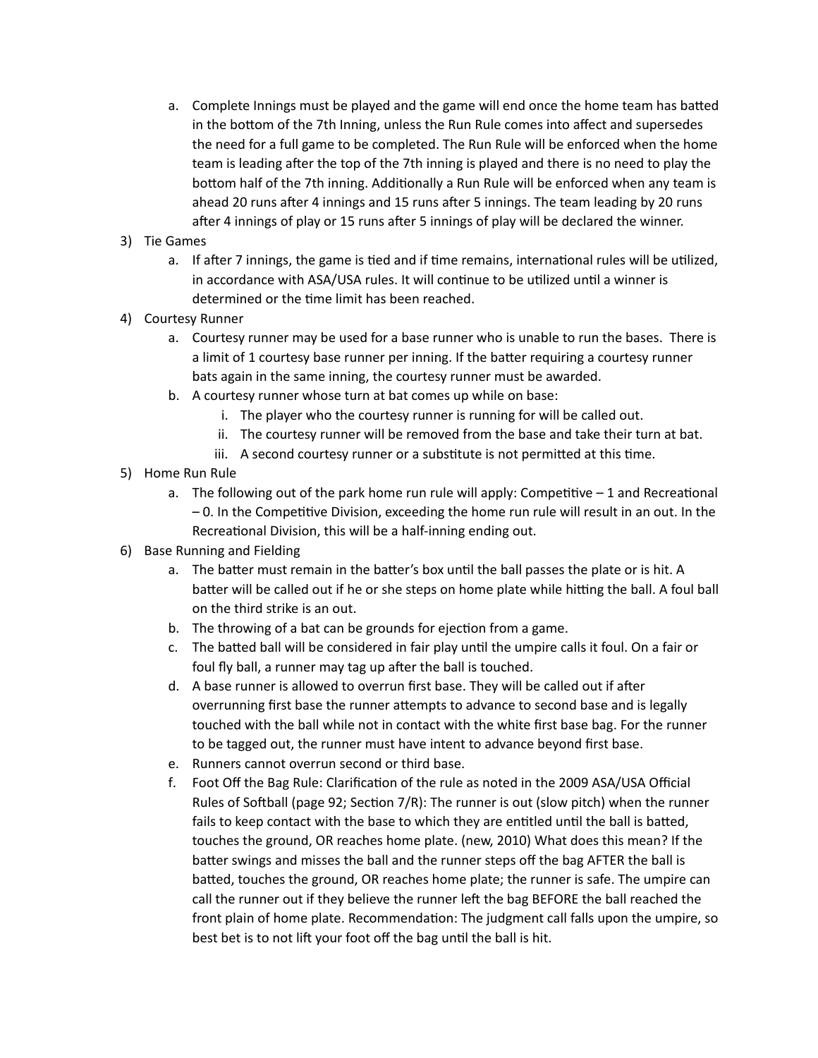a. Complete Innings must be played and the game will end once the home team has batted in the bottom of the 7th Inning, unless the Run Rule comes into affect and supersedes the need for a full game to be completed. The Run Rule will be enforced when the home team is leading after the top of the 7th inning is played and there is no need to play the bottom half of the 7th inning. Additionally a Run Rule will be enforced when any team is ahead 20 runs after 4 innings and 15 runs after 5 innings. The team leading by 20 runs after 4 innings of play or 15 runs after 5 innings of play will be declared the winner.

3) Tie Games
   a. If after 7 innings, the game is tied and if time remains, international rules will be utilized, in accordance with ASA/USA rules. It will continue to be utilized until a winner is determined or the time limit has been reached.

4) Courtesy Runner
   a. Courtesy runner may be used for a base runner who is unable to run the bases. There is a limit of 1 courtesy base runner per inning. If the batter requiring a courtesy runner bats again in the same inning, the courtesy runner must be awarded.
   b. A courtesy runner whose turn at bat comes up while on base:
      i. The player who the courtesy runner is running for will be called out.
      ii. The courtesy runner will be removed from the base and take their turn at bat.
      iii. A second courtesy runner or a substitute is not permitted at this time.

5) Home Run Rule
   a. The following out of the park home run rule will apply: Competitive – 1 and Recreational – 0. In the Competitive Division, exceeding the home run rule will result in an out. In the Recreational Division, this will be a half-inning ending out.

6) Base Running and Fielding
   a. The batter must remain in the batter's box until the ball passes the plate or is hit. A batter will be called out if he or she steps on home plate while hitting the ball. A foul ball on the third strike is an out.
   b. The throwing of a bat can be grounds for ejection from a game.
   c. The batted ball will be considered in fair play until the umpire calls it foul. On a fair or foul fly ball, a runner may tag up after the ball is touched.
   d. A base runner is allowed to overrun first base. They will be called out if after overrunning first base the runner attempts to advance to second base and is legally touched with the ball while not in contact with the white first base bag. For the runner to be tagged out, the runner must have intent to advance beyond first base.
   e. Runners cannot overrun second or third base.
   f. Foot Off the Bag Rule: Clarification of the rule as noted in the 2009 ASA/USA Official Rules of Softball (page 92; Section 7/R): The runner is out (slow pitch) when the runner fails to keep contact with the base to which they are entitled until the ball is batted, touches the ground, OR reaches home plate. (new, 2010) What does this mean? If the batter swings and misses the ball and the runner steps off the bag AFTER the ball is batted, touches the ground, OR reaches home plate; the runner is safe. The umpire can call the runner out if they believe the runner left the bag BEFORE the ball reached the front plain of home plate. Recommendation: The judgment call falls upon the umpire, so best bet is to not lift your foot off the bag until the ball is hit.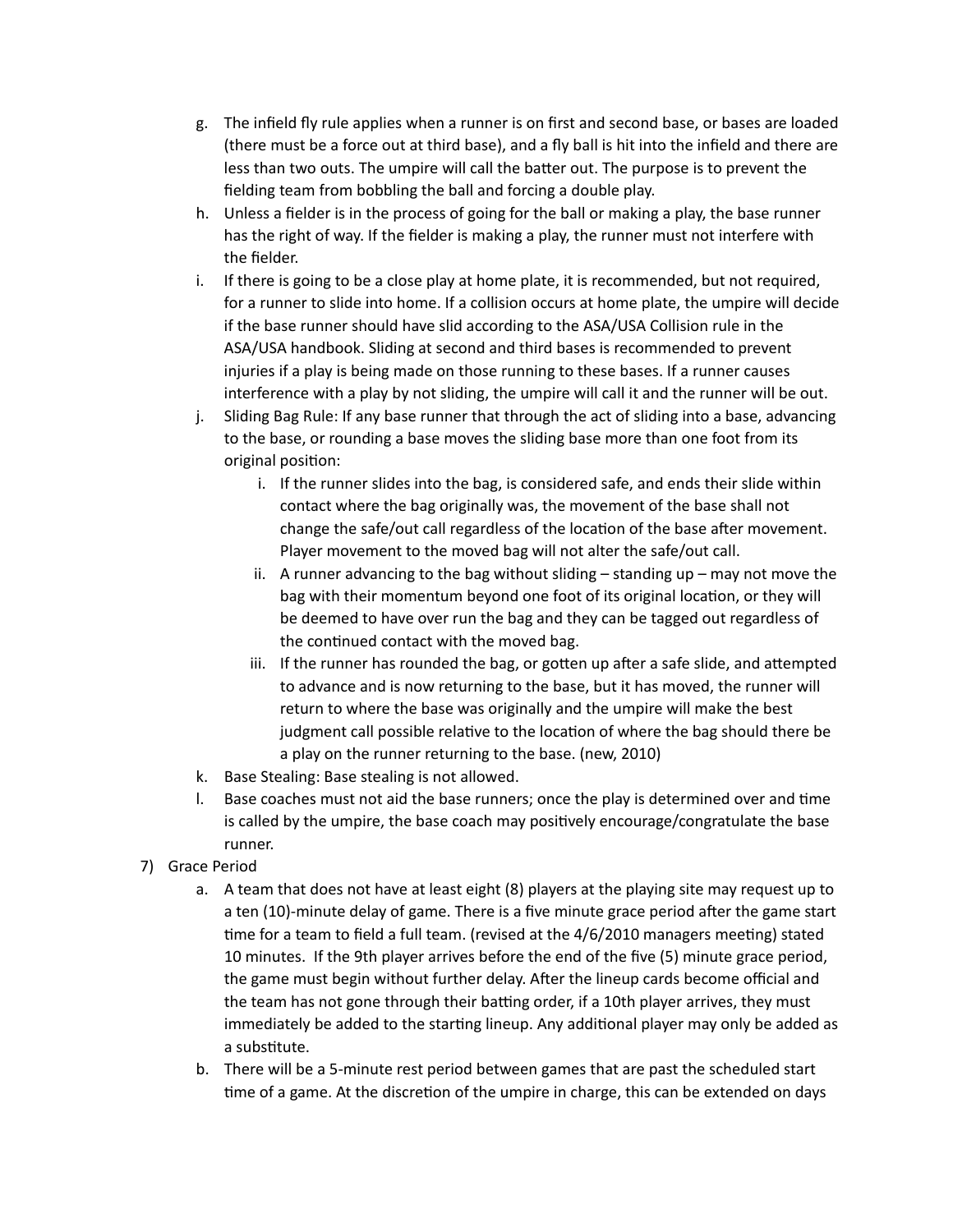g. The infield fly rule applies when a runner is on first and second base, or bases are loaded (there must be a force out at third base), and a fly ball is hit into the infield and there are less than two outs. The umpire will call the batter out. The purpose is to prevent the fielding team from bobbling the ball and forcing a double play.

h. Unless a fielder is in the process of going for the ball or making a play, the base runner has the right of way. If the fielder is making a play, the runner must not interfere with the fielder.

i. If there is going to be a close play at home plate, it is recommended, but not required, for a runner to slide into home. If a collision occurs at home plate, the umpire will decide if the base runner should have slid according to the ASA/USA Collision rule in the ASA/USA handbook. Sliding at second and third bases is recommended to prevent injuries if a play is being made on those running to these bases. If a runner causes interference with a play by not sliding, the umpire will call it and the runner will be out.

j. Sliding Bag Rule: If any base runner that through the act of sliding into a base, advancing to the base, or rounding a base moves the sliding base more than one foot from its original position:
   i. If the runner slides into the bag, is considered safe, and ends their slide within contact where the bag originally was, the movement of the base shall not change the safe/out call regardless of the location of the base after movement. Player movement to the moved bag will not alter the safe/out call.
   ii. A runner advancing to the bag without sliding – standing up – may not move the bag with their momentum beyond one foot of its original location, or they will be deemed to have over run the bag and they can be tagged out regardless of the continued contact with the moved bag.
   iii. If the runner has rounded the bag, or gotten up after a safe slide, and attempted to advance and is now returning to the base, but it has moved, the runner will return to where the base was originally and the umpire will make the best judgment call possible relative to the location of where the bag should there be a play on the runner returning to the base. (new, 2010)

k. Base Stealing: Base stealing is not allowed.

l. Base coaches must not aid the base runners; once the play is determined over and time is called by the umpire, the base coach may positively encourage/congratulate the base runner.

7) Grace Period
   a. A team that does not have at least eight (8) players at the playing site may request up to a ten (10)-minute delay of game. There is a five minute grace period after the game start time for a team to field a full team. (revised at the 4/6/2010 managers meeting) stated 10 minutes. If the 9th player arrives before the end of the five (5) minute grace period, the game must begin without further delay. After the lineup cards become official and the team has not gone through their batting order, if a 10th player arrives, they must immediately be added to the starting lineup. Any additional player may only be added as a substitute.
   b. There will be a 5-minute rest period between games that are past the scheduled start time of a game. At the discretion of the umpire in charge, this can be extended on days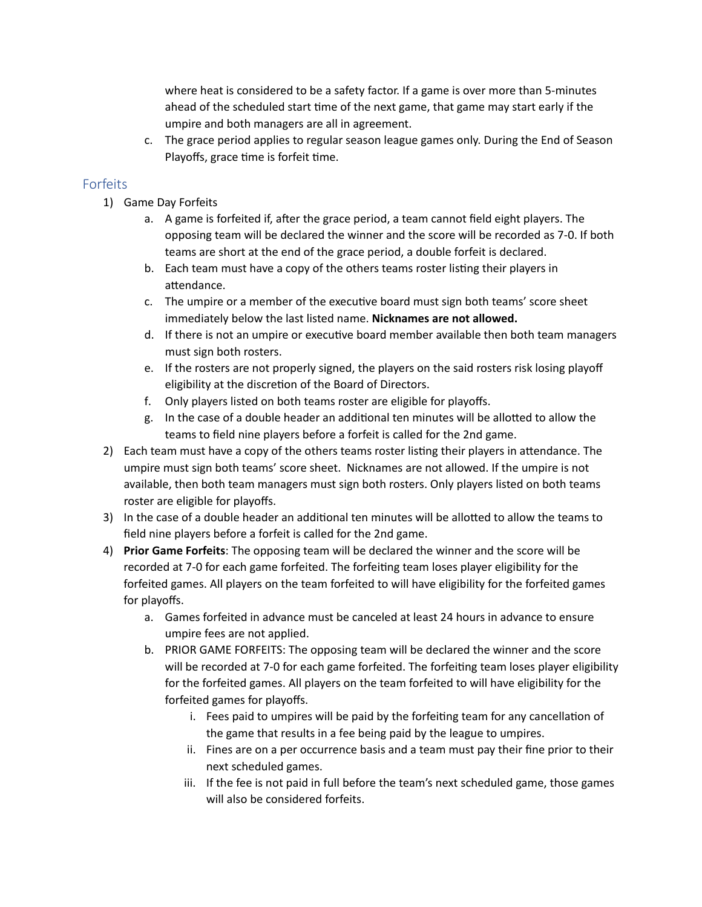where heat is considered to be a safety factor. If a game is over more than 5-minutes ahead of the scheduled start time of the next game, that game may start early if the umpire and both managers are all in agreement.

c. The grace period applies to regular season league games only. During the End of Season Playoffs, grace time is forfeit time.

## Forfeits

1) Game Day Forfeits
    a. A game is forfeited if, after the grace period, a team cannot field eight players. The opposing team will be declared the winner and the score will be recorded as 7-0. If both teams are short at the end of the grace period, a double forfeit is declared.
    b. Each team must have a copy of the others teams roster listing their players in attendance.
    c. The umpire or a member of the executive board must sign both teams' score sheet immediately below the last listed name. **Nicknames are not allowed.**
    d. If there is not an umpire or executive board member available then both team managers must sign both rosters.
    e. If the rosters are not properly signed, the players on the said rosters risk losing playoff eligibility at the discretion of the Board of Directors.
    f. Only players listed on both teams roster are eligible for playoffs.
    g. In the case of a double header an additional ten minutes will be allotted to allow the teams to field nine players before a forfeit is called for the 2nd game.
2) Each team must have a copy of the others teams roster listing their players in attendance. The umpire must sign both teams' score sheet. Nicknames are not allowed. If the umpire is not available, then both team managers must sign both rosters. Only players listed on both teams roster are eligible for playoffs.
3) In the case of a double header an additional ten minutes will be allotted to allow the teams to field nine players before a forfeit is called for the 2nd game.
4) **Prior Game Forfeits**: The opposing team will be declared the winner and the score will be recorded at 7-0 for each game forfeited. The forfeiting team loses player eligibility for the forfeited games. All players on the team forfeited to will have eligibility for the forfeited games for playoffs.
    a. Games forfeited in advance must be canceled at least 24 hours in advance to ensure umpire fees are not applied.
    b. PRIOR GAME FORFEITS: The opposing team will be declared the winner and the score will be recorded at 7-0 for each game forfeited. The forfeiting team loses player eligibility for the forfeited games. All players on the team forfeited to will have eligibility for the forfeited games for playoffs.
        i. Fees paid to umpires will be paid by the forfeiting team for any cancellation of the game that results in a fee being paid by the league to umpires.
        ii. Fines are on a per occurrence basis and a team must pay their fine prior to their next scheduled games.
        iii. If the fee is not paid in full before the team's next scheduled game, those games will also be considered forfeits.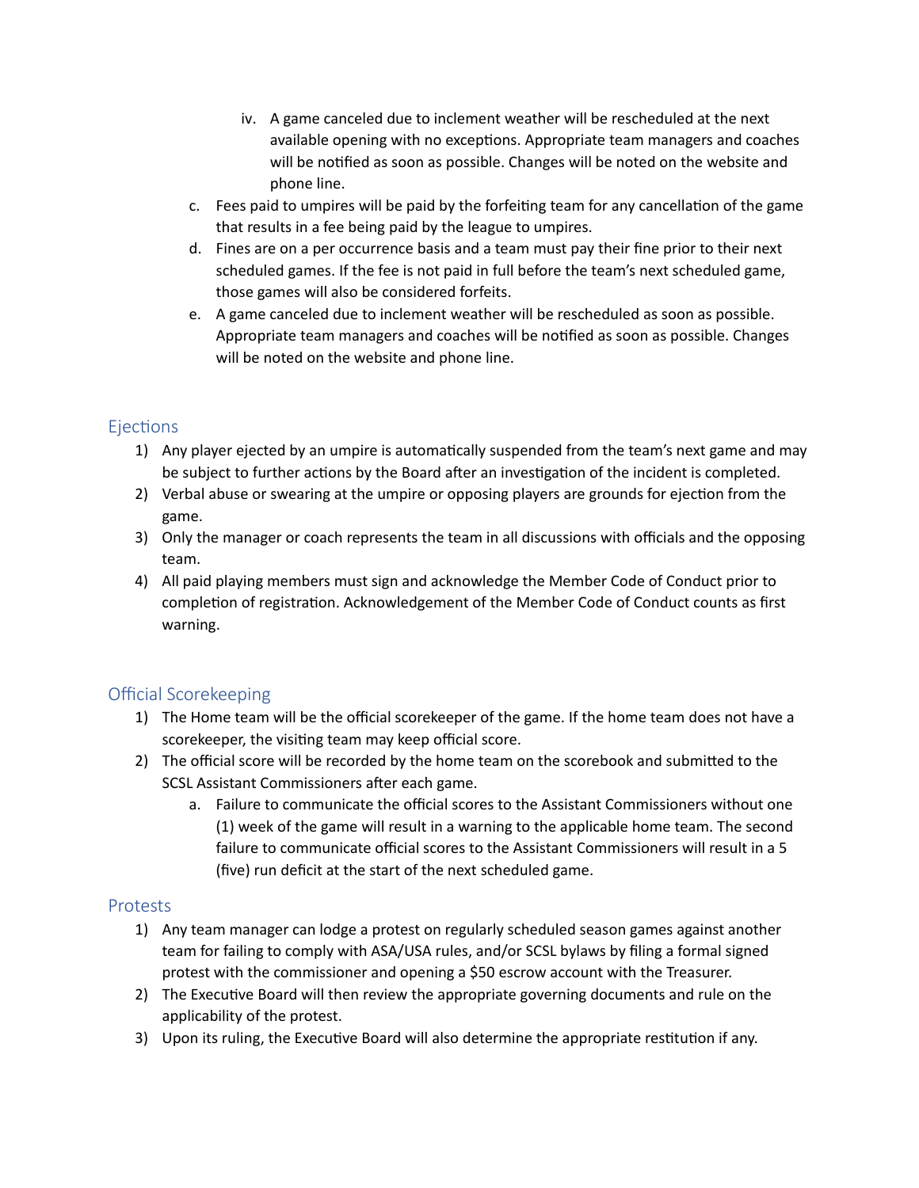iv. A game canceled due to inclement weather will be rescheduled at the next available opening with no exceptions. Appropriate team managers and coaches will be notified as soon as possible. Changes will be noted on the website and phone line.

c. Fees paid to umpires will be paid by the forfeiting team for any cancellation of the game that results in a fee being paid by the league to umpires.

d. Fines are on a per occurrence basis and a team must pay their fine prior to their next scheduled games. If the fee is not paid in full before the team's next scheduled game, those games will also be considered forfeits.

e. A game canceled due to inclement weather will be rescheduled as soon as possible. Appropriate team managers and coaches will be notified as soon as possible. Changes will be noted on the website and phone line.

## Ejections

1) Any player ejected by an umpire is automatically suspended from the team's next game and may be subject to further actions by the Board after an investigation of the incident is completed.
2) Verbal abuse or swearing at the umpire or opposing players are grounds for ejection from the game.
3) Only the manager or coach represents the team in all discussions with officials and the opposing team.
4) All paid playing members must sign and acknowledge the Member Code of Conduct prior to completion of registration. Acknowledgement of the Member Code of Conduct counts as first warning.

## Official Scorekeeping

1) The Home team will be the official scorekeeper of the game. If the home team does not have a scorekeeper, the visiting team may keep official score.
2) The official score will be recorded by the home team on the scorebook and submitted to the SCSL Assistant Commissioners after each game.
    a. Failure to communicate the official scores to the Assistant Commissioners without one (1) week of the game will result in a warning to the applicable home team. The second failure to communicate official scores to the Assistant Commissioners will result in a 5 (five) run deficit at the start of the next scheduled game.

## Protests

1) Any team manager can lodge a protest on regularly scheduled season games against another team for failing to comply with ASA/USA rules, and/or SCSL bylaws by filing a formal signed protest with the commissioner and opening a $50 escrow account with the Treasurer.
2) The Executive Board will then review the appropriate governing documents and rule on the applicability of the protest.
3) Upon its ruling, the Executive Board will also determine the appropriate restitution if any.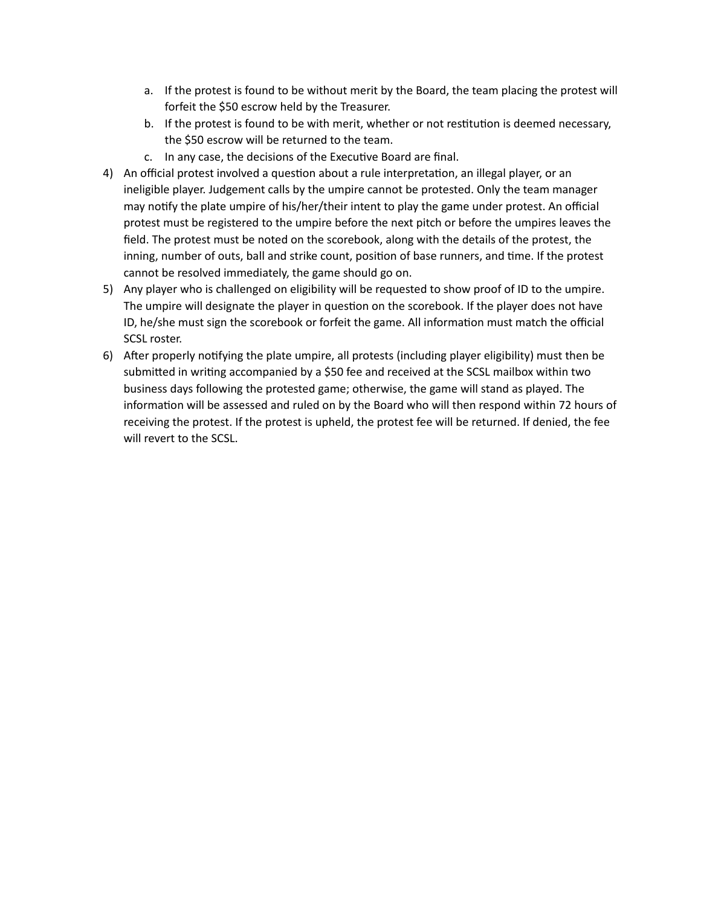a. If the protest is found to be without merit by the Board, the team placing the protest will forfeit the $50 escrow held by the Treasurer.
   b. If the protest is found to be with merit, whether or not restitution is deemed necessary, the $50 escrow will be returned to the team.
   c. In any case, the decisions of the Executive Board are final.

4) An official protest involved a question about a rule interpretation, an illegal player, or an ineligible player. Judgement calls by the umpire cannot be protested. Only the team manager may notify the plate umpire of his/her/their intent to play the game under protest. An official protest must be registered to the umpire before the next pitch or before the umpires leaves the field. The protest must be noted on the scorebook, along with the details of the protest, the inning, number of outs, ball and strike count, position of base runners, and time. If the protest cannot be resolved immediately, the game should go on.
5) Any player who is challenged on eligibility will be requested to show proof of ID to the umpire. The umpire will designate the player in question on the scorebook. If the player does not have ID, he/she must sign the scorebook or forfeit the game. All information must match the official SCSL roster.
6) After properly notifying the plate umpire, all protests (including player eligibility) must then be submitted in writing accompanied by a $50 fee and received at the SCSL mailbox within two business days following the protested game; otherwise, the game will stand as played. The information will be assessed and ruled on by the Board who will then respond within 72 hours of receiving the protest. If the protest is upheld, the protest fee will be returned. If denied, the fee will revert to the SCSL.